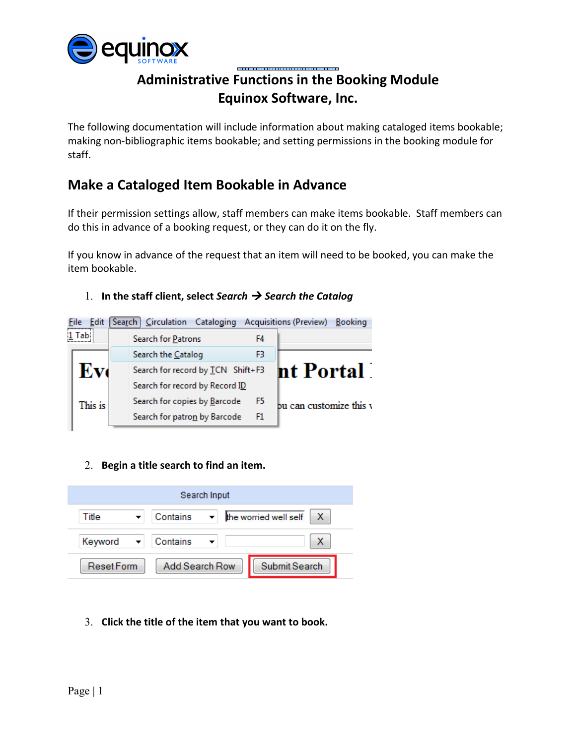# Administrative Functions in the Booking Module
## Equinox Software, Inc.

The following documentation will include information about making cataloged items bookable; making non-bibliographic items bookable; and setting permissions in the booking module for staff.

## Make a Cataloged Item Bookable in Advance

If their permission settings allow, staff members can make items bookable. Staff members can do this in advance of a booking request, or they can do it on the fly.

If you know in advance of the request that an item will need to be booked, you can make the item bookable.

1. **In the staff client, select *Search* → *Search the Catalog***

2. **Begin a title search to find an item.**

3. **Click the title of the item that you want to book.**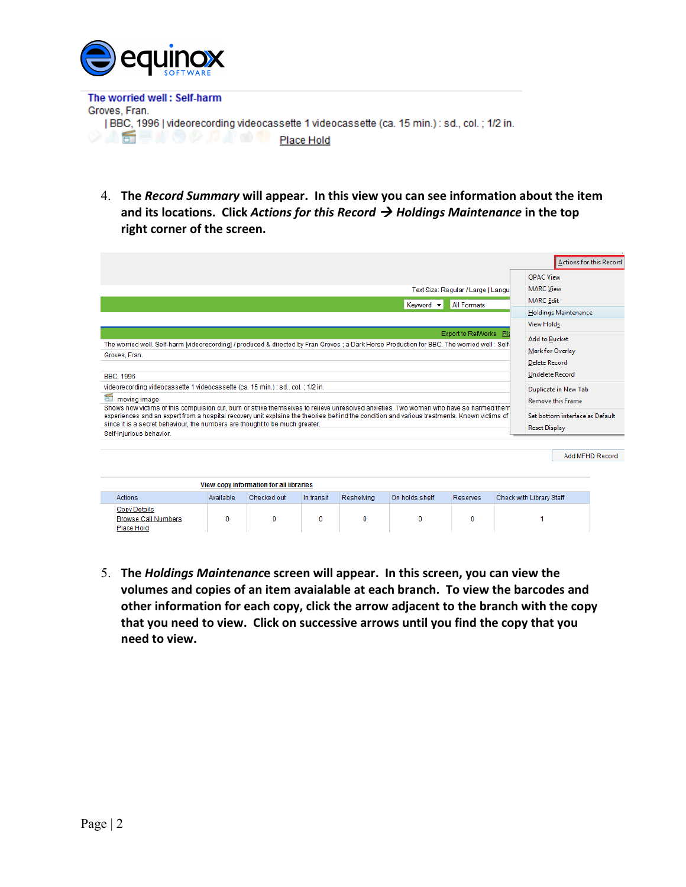The worried well : Self-harm

Groves, Fran.

| BBC, 1996 | videorecording videocassette 1 videocassette (ca. 15 min.) : sd., col. ; 1/2 in.

Place Hold

4. **The *Record Summary* will appear. In this view you can see information about the item and its locations. Click *Actions for this Record* → *Holdings Maintenance* in the top right corner of the screen.**

Actions for this Record

- OPAC View
- MARC View
- MARC Edit
- Holdings Maintenance
- View Holds
- Add to Bucket
- Mark for Overlay
- Delete Record
- Undelete Record
- Duplicate in New Tab
- Remove this Frame
- Set bottom interface as Default
- Reset Display

Text Size: Regular / Large | Langu

Keyword | All Formats

Export to RefWorks

The worried well. Self-harm [videorecording] / produced & directed by Fran Groves ; a Dark Horse Production for BBC. The worried well : Self-

Groves, Fran.

BBC, 1996

videorecording videocassette 1 videocassette (ca. 15 min.) : sd., col. ; 1/2 in.

moving image

Shows how victims of this compulsion cut, burn or strike themselves to relieve unresolved anxieties. Two women who have so harmed them experiences and an expert from a hospital recovery unit explains the theories behind the condition and various treatments. Known victims of since it is a secret behaviour, the numbers are thought to be much greater.

Self-injurious behavior.

Add MFHD Record

View copy information for all libraries

| Actions | Available | Checked out | In transit | Reshelving | On holds shelf | Reserves | Check with Library Staff |
|---|---|---|---|---|---|---|---|
| Copy Details<br>Browse Call Numbers<br>Place Hold | 0 | 0 | 0 | 0 | 0 | 0 | 1 |

5. **The *Holdings Maintenance* screen will appear. In this screen, you can view the volumes and copies of an item avaialable at each branch. To view the barcodes and other information for each copy, click the arrow adjacent to the branch with the copy that you need to view. Click on successive arrows until you find the copy that you need to view.**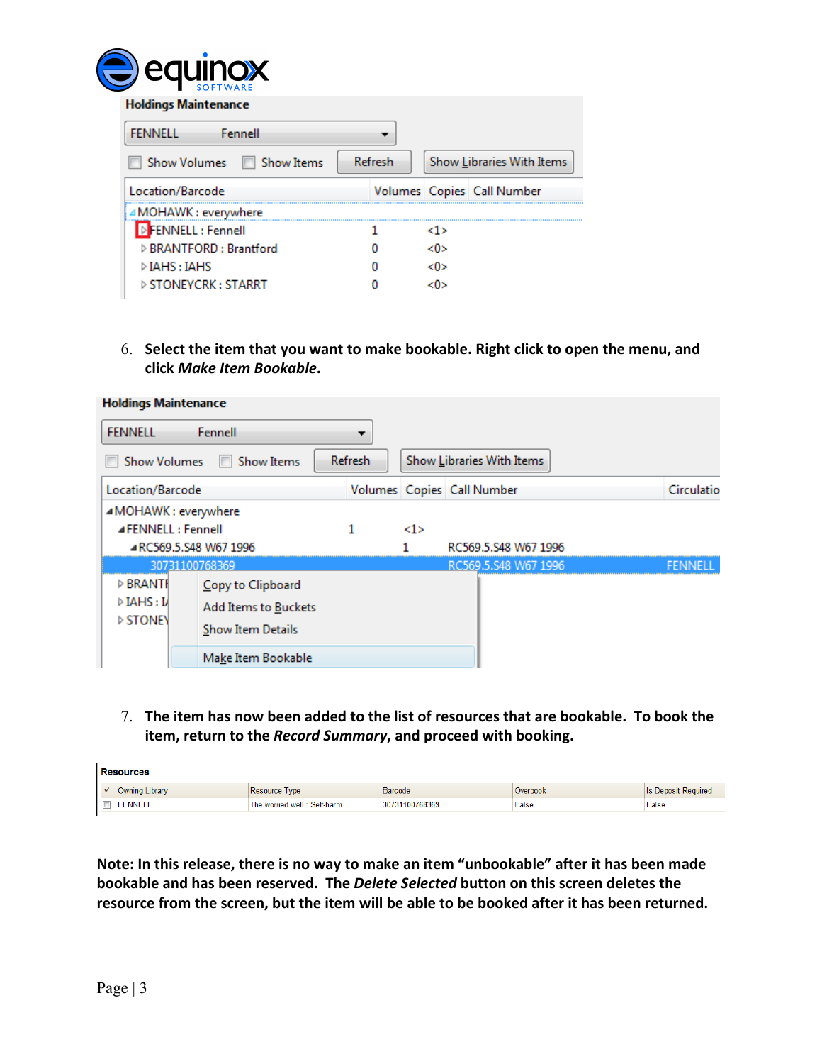**Holdings Maintenance**

FENNELL Fennell

Show Volumes | Show Items | Refresh | Show Libraries With Items

| Location/Barcode | Volumes | Copies | Call Number |
|---|---|---|---|
| MOHAWK : everywhere | | | |
| FENNELL : Fennell | 1 | <1> | |
| BRANTFORD : Brantford | 0 | <0> | |
| IAHS : IAHS | 0 | <0> | |
| STONEYCRK : STARRT | 0 | <0> | |

6. **Select the item that you want to make bookable. Right click to open the menu, and click *Make Item Bookable*.**

**Holdings Maintenance**

FENNELL Fennell

Show Volumes | Show Items | Refresh | Show Libraries With Items

| Location/Barcode | Volumes | Copies | Call Number | Circulatio |
|---|---|---|---|---|
| MOHAWK : everywhere | | | | |
| FENNELL : Fennell | 1 | <1> | | |
| RC569.5.S48 W67 1996 | | 1 | RC569.5.S48 W67 1996 | |
| 30731100768369 | | | RC569.5.S48 W67 1996 | FENNELL |
| BRANTI | | | | |
| IAHS : I | | | | |
| STONE | | | | |

Copy to Clipboard
Add Items to Buckets
Show Item Details
Make Item Bookable

7. **The item has now been added to the list of resources that are bookable. To book the item, return to the *Record Summary*, and proceed with booking.**

**Resources**

| Owning Library | Resource Type | Barcode | Overbook | Is Deposit Required |
|---|---|---|---|---|
| FENNELL | The worried well : Self-harm | 30731100768369 | False | False |

**Note: In this release, there is no way to make an item "unbookable" after it has been made bookable and has been reserved. The *Delete Selected* button on this screen deletes the resource from the screen, but the item will be able to be booked after it has been returned.**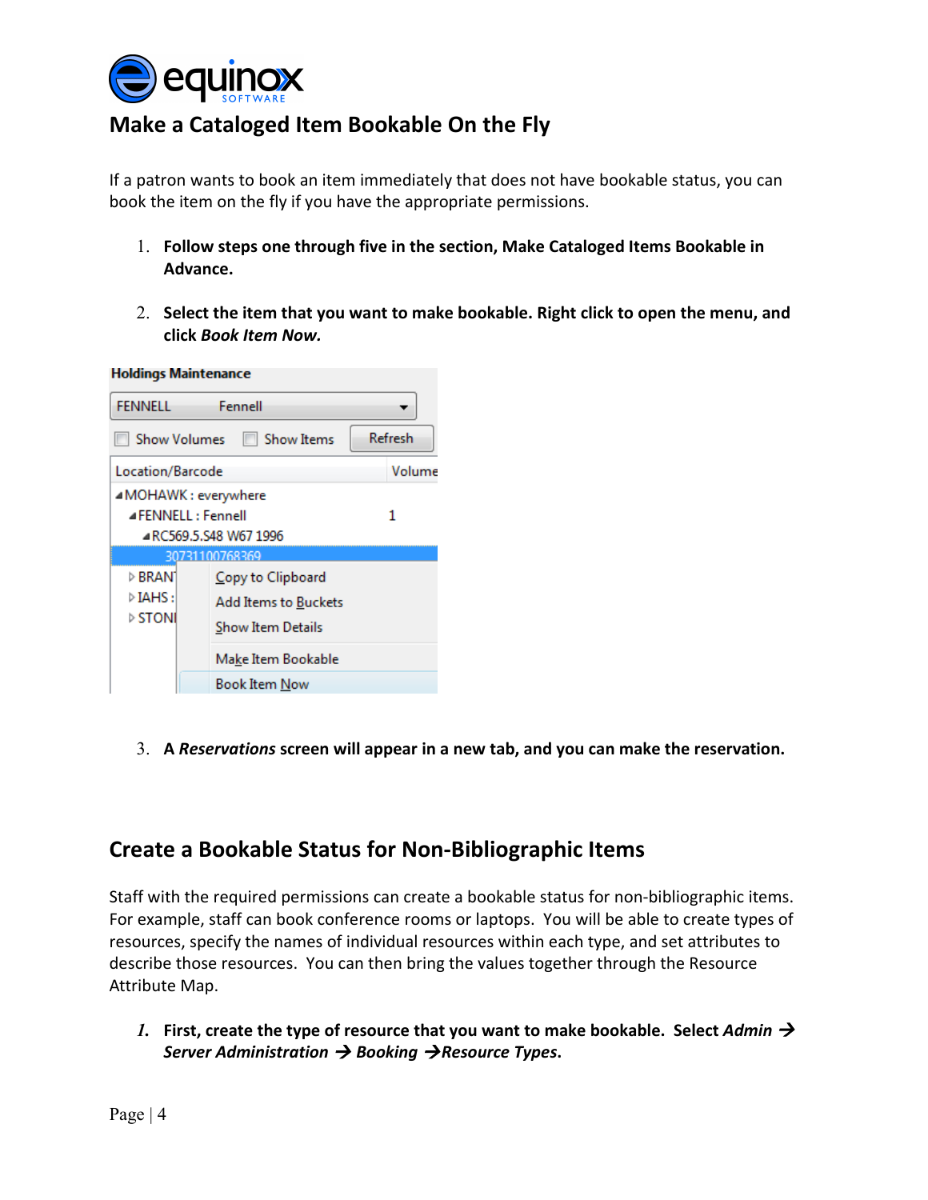## Make a Cataloged Item Bookable On the Fly

If a patron wants to book an item immediately that does not have bookable status, you can book the item on the fly if you have the appropriate permissions.

1. **Follow steps one through five in the section, Make Cataloged Items Bookable in Advance.**

2. **Select the item that you want to make bookable. Right click to open the menu, and click *Book Item Now.***

3. **A *Reservations* screen will appear in a new tab, and you can make the reservation.**

## Create a Bookable Status for Non-Bibliographic Items

Staff with the required permissions can create a bookable status for non-bibliographic items. For example, staff can book conference rooms or laptops. You will be able to create types of resources, specify the names of individual resources within each type, and set attributes to describe those resources. You can then bring the values together through the Resource Attribute Map.

1. **First, create the type of resource that you want to make bookable. Select *Admin* → *Server Administration* → *Booking* →*Resource Types*.**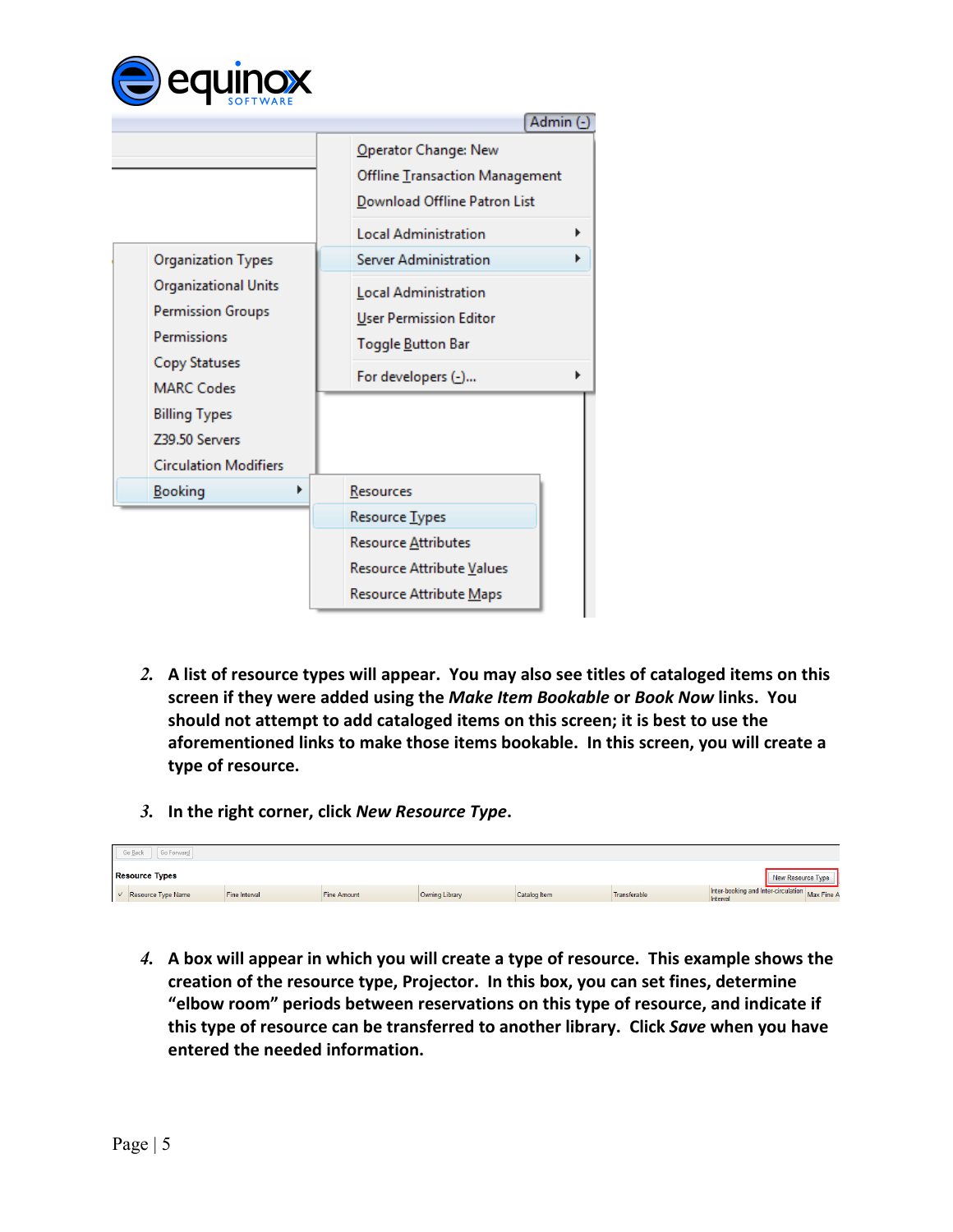2. A list of resource types will appear. You may also see titles of cataloged items on this screen if they were added using the *Make Item Bookable* or *Book Now* links. You should not attempt to add cataloged items on this screen; it is best to use the aforementioned links to make those items bookable. In this screen, you will create a type of resource.

3. In the right corner, click *New Resource Type*.

4. A box will appear in which you will create a type of resource. This example shows the creation of the resource type, Projector. In this box, you can set fines, determine "elbow room" periods between reservations on this type of resource, and indicate if this type of resource can be transferred to another library. Click *Save* when you have entered the needed information.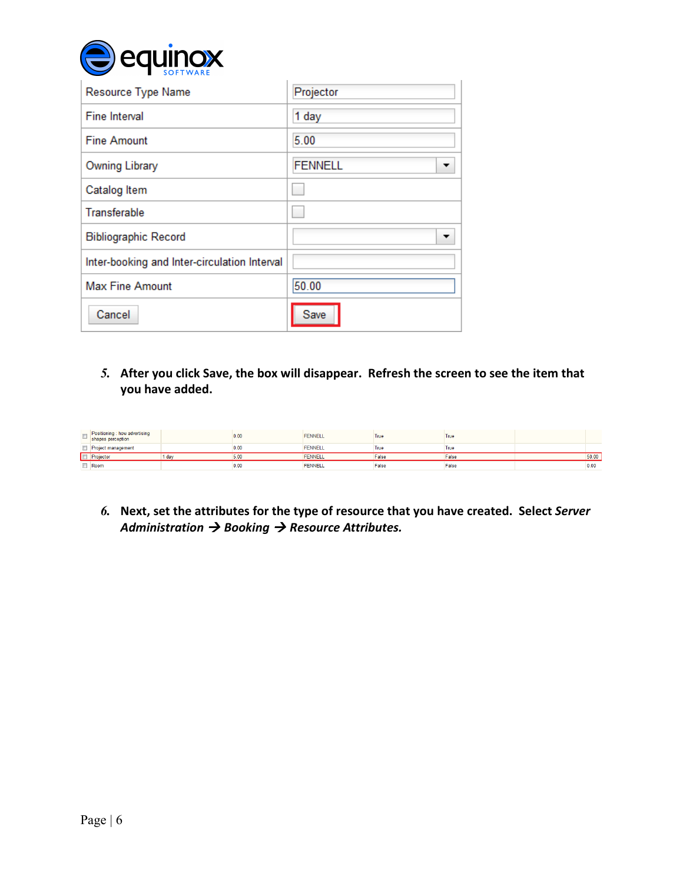| Resource Type Name | Projector |
| --- | --- |
| Fine Interval | 1 day |
| Fine Amount | 5.00 |
| Owning Library | FENNELL |
| Catalog Item | ☐ |
| Transferable | ☐ |
| Bibliographic Record | |
| Inter-booking and Inter-circulation Interval | |
| Max Fine Amount | 50.00 |
| Cancel | Save |

5. **After you click Save, the box will disappear. Refresh the screen to see the item that you have added.**

| | | | | | | | | |
| --- | --- | --- | --- | --- | --- | --- | --- | --- |
| ☐ | Positioning : how advertising shapes perception | | 0.00 | FENNELL | True | True | | |
| ☐ | Project management | | 0.00 | FENNELL | True | True | | |
| ☐ | Projector | 1 day | 5.00 | FENNELL | False | False | | 50.00 |
| ☐ | Room | | 0.00 | FENNELL | False | False | | 0.00 |

6. **Next, set the attributes for the type of resource that you have created. Select *Server Administration → Booking → Resource Attributes.***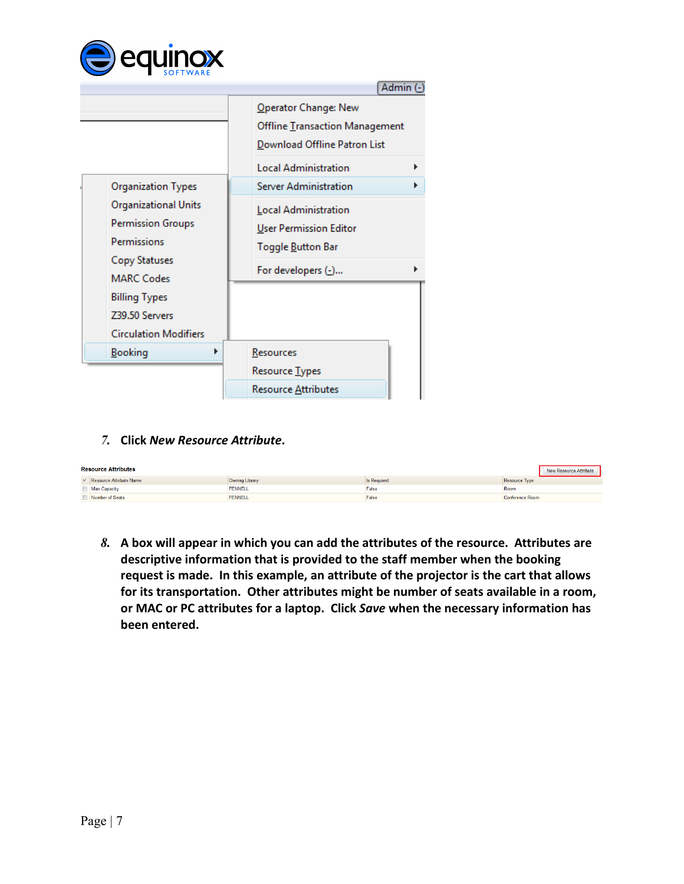7. Click *New Resource Attribute*.

8. A box will appear in which you can add the attributes of the resource. Attributes are descriptive information that is provided to the staff member when the booking request is made. In this example, an attribute of the projector is the cart that allows for its transportation. Other attributes might be number of seats available in a room, or MAC or PC attributes for a laptop. Click *Save* when the necessary information has been entered.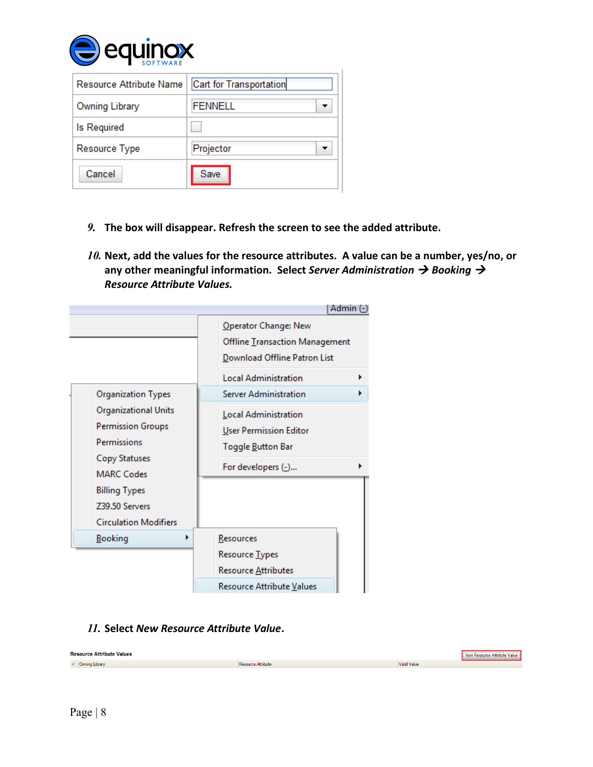| Resource Attribute Name | Cart for Transportation |
| --- | --- |
| Owning Library | FENNELL |
| Is Required | |
| Resource Type | Projector |
| Cancel | Save |

9. **The box will disappear. Refresh the screen to see the added attribute.**

10. **Next, add the values for the resource attributes. A value can be a number, yes/no, or any other meaningful information. Select *Server Administration → Booking → Resource Attribute Values.***

Admin (-)

- Operator Change: New
- Offline Transaction Management
- Download Offline Patron List
- Local Administration
- Server Administration
  - Organization Types
  - Organizational Units
  - Permission Groups
  - Permissions
  - Copy Statuses
  - MARC Codes
  - Billing Types
  - Z39.50 Servers
  - Circulation Modifiers
  - Booking
    - Resources
    - Resource Types
    - Resource Attributes
    - Resource Attribute Values
- Local Administration
- User Permission Editor
- Toggle Button Bar
- For developers (-)...

11. **Select *New Resource Attribute Value*.**

Resource Attribute Values — New Resource Attribute Value

| Owning Library | Resource Attribute | Valid Value |
| --- | --- | --- |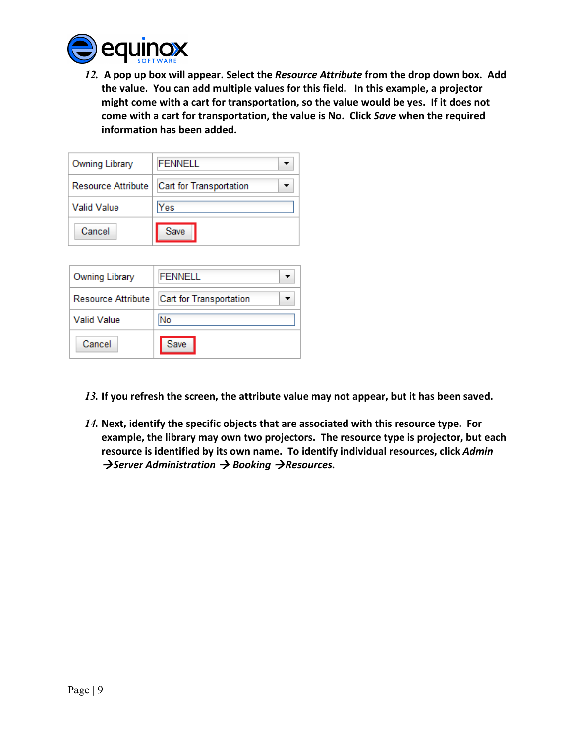12. A pop up box will appear. Select the *Resource Attribute* from the drop down box. Add the value. You can add multiple values for this field. In this example, a projector might come with a cart for transportation, so the value would be yes. If it does not come with a cart for transportation, the value is No. Click *Save* when the required information has been added.

| Owning Library | FENNELL |
| --- | --- |
| Resource Attribute | Cart for Transportation |
| Valid Value | Yes |
| Cancel | Save |

| Owning Library | FENNELL |
| --- | --- |
| Resource Attribute | Cart for Transportation |
| Valid Value | No |
| Cancel | Save |

13. If you refresh the screen, the attribute value may not appear, but it has been saved.

14. Next, identify the specific objects that are associated with this resource type. For example, the library may own two projectors. The resource type is projector, but each resource is identified by its own name. To identify individual resources, click *Admin →Server Administration → Booking →Resources.*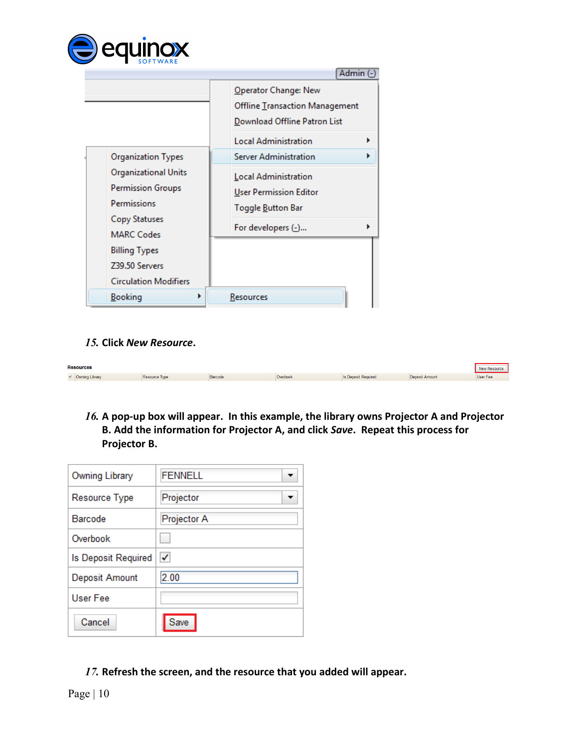15. Click *New Resource*.

16. A pop-up box will appear. In this example, the library owns Projector A and Projector B. Add the information for Projector A, and click *Save*. Repeat this process for Projector B.

17. Refresh the screen, and the resource that you added will appear.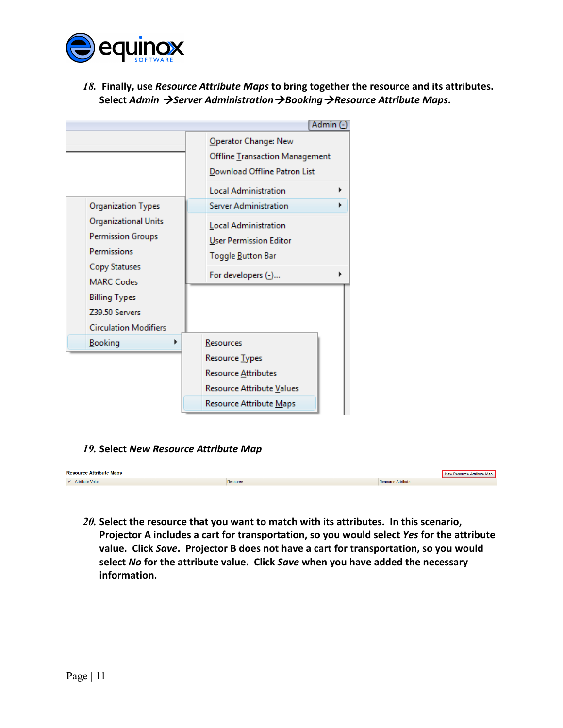18. **Finally, use *Resource Attribute Maps* to bring together the resource and its attributes. Select *Admin →Server Administration→Booking→Resource Attribute Maps*.**

19. **Select *New Resource Attribute Map***

20. **Select the resource that you want to match with its attributes. In this scenario, Projector A includes a cart for transportation, so you would select *Yes* for the attribute value. Click *Save*. Projector B does not have a cart for transportation, so you would select *No* for the attribute value. Click *Save* when you have added the necessary information.**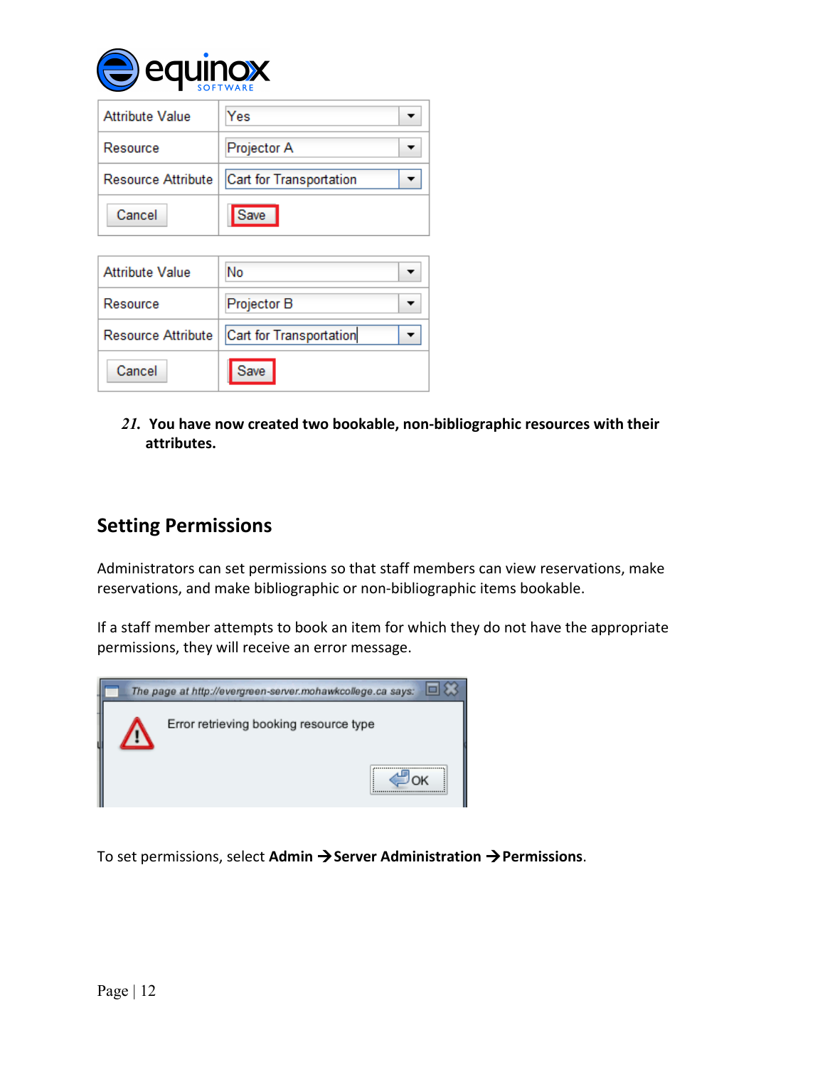| Attribute Value | Yes |
| --- | --- |
| Resource | Projector A |
| Resource Attribute | Cart for Transportation |
| Cancel | Save |

| Attribute Value | No |
| --- | --- |
| Resource | Projector B |
| Resource Attribute | Cart for Transportation |
| Cancel | Save |

21. **You have now created two bookable, non-bibliographic resources with their attributes.**

## Setting Permissions

Administrators can set permissions so that staff members can view reservations, make reservations, and make bibliographic or non-bibliographic items bookable.

If a staff member attempts to book an item for which they do not have the appropriate permissions, they will receive an error message.

The page at http://evergreen-server.mohawkcollege.ca says:

Error retrieving booking resource type

OK

To set permissions, select **Admin → Server Administration → Permissions**.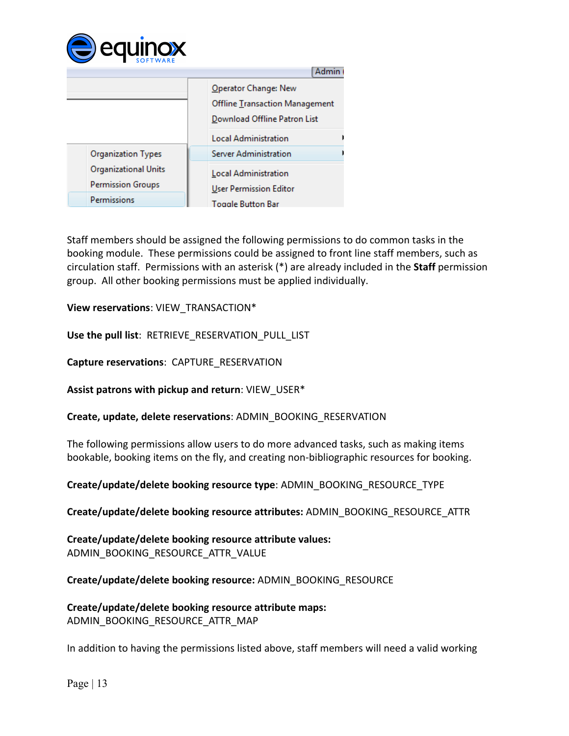Staff members should be assigned the following permissions to do common tasks in the booking module. These permissions could be assigned to front line staff members, such as circulation staff. Permissions with an asterisk (*) are already included in the **Staff** permission group. All other booking permissions must be applied individually.

**View reservations**: VIEW_TRANSACTION*

**Use the pull list**: RETRIEVE_RESERVATION_PULL_LIST

**Capture reservations**: CAPTURE_RESERVATION

**Assist patrons with pickup and return**: VIEW_USER*

**Create, update, delete reservations**: ADMIN_BOOKING_RESERVATION

The following permissions allow users to do more advanced tasks, such as making items bookable, booking items on the fly, and creating non-bibliographic resources for booking.

**Create/update/delete booking resource type**: ADMIN_BOOKING_RESOURCE_TYPE

**Create/update/delete booking resource attributes:** ADMIN_BOOKING_RESOURCE_ATTR

**Create/update/delete booking resource attribute values:** ADMIN_BOOKING_RESOURCE_ATTR_VALUE

**Create/update/delete booking resource:** ADMIN_BOOKING_RESOURCE

**Create/update/delete booking resource attribute maps:** ADMIN_BOOKING_RESOURCE_ATTR_MAP

In addition to having the permissions listed above, staff members will need a valid working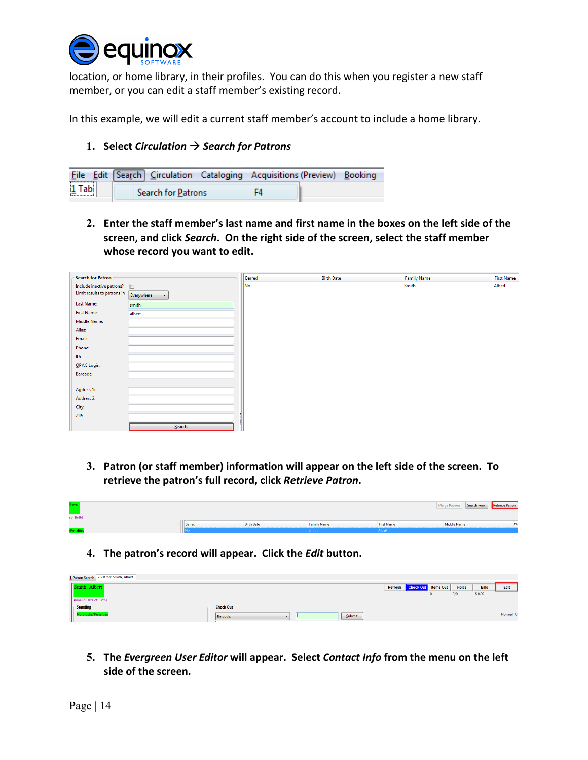location, or home library, in their profiles.  You can do this when you register a new staff member, or you can edit a staff member's existing record.

In this example, we will edit a current staff member's account to include a home library.

1. **Select *Circulation* → *Search for Patrons***

2. **Enter the staff member's last name and first name in the boxes on the left side of the screen, and click *Search*.  On the right side of the screen, select the staff member whose record you want to edit.**

3. **Patron (or staff member) information will appear on the left side of the screen.  To retrieve the patron's full record, click *Retrieve Patron*.**

4. **The patron's record will appear.  Click the *Edit* button.**

5. **The *Evergreen User Editor* will appear.  Select *Contact Info* from the menu on the left side of the screen.**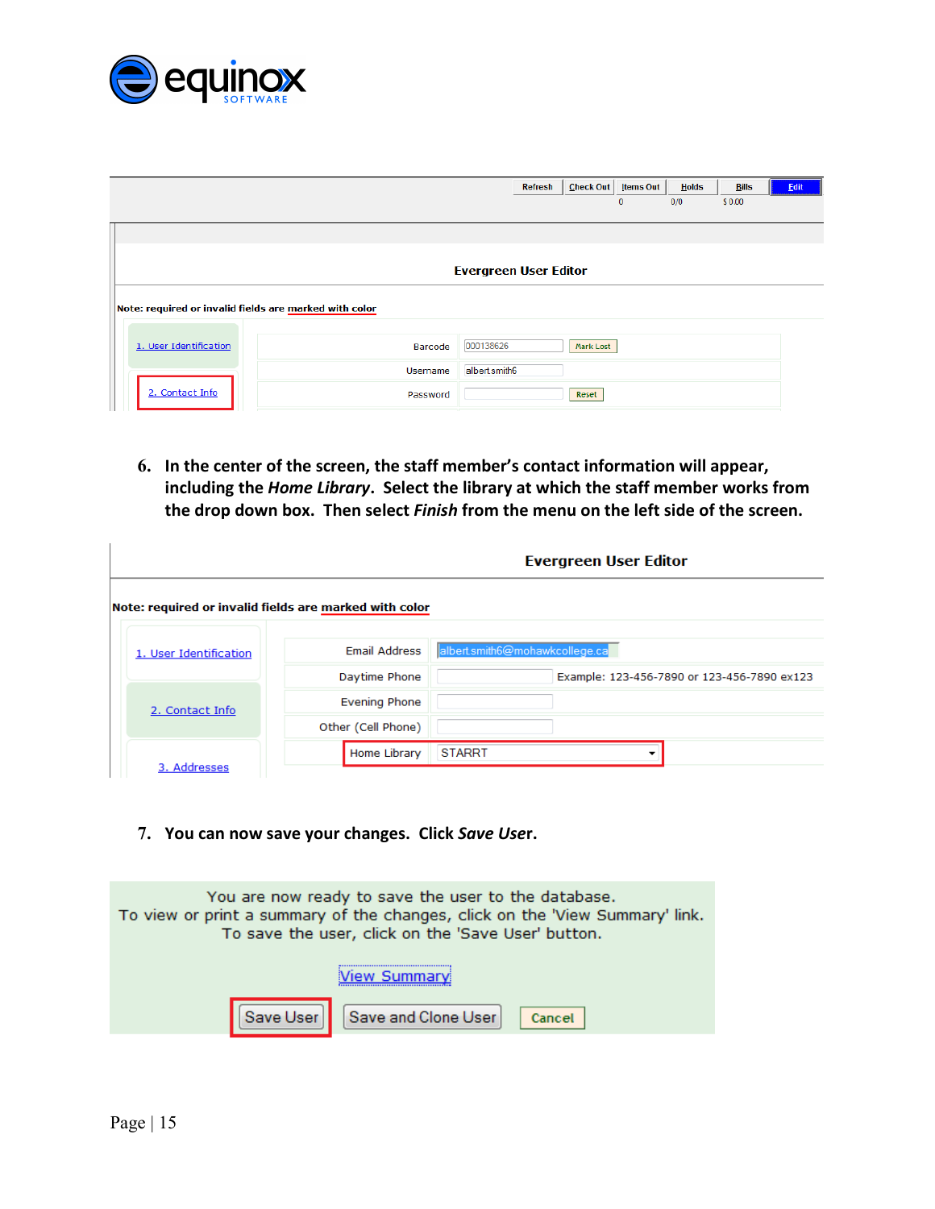Refresh | Check Out | Items Out | Holds | Bills | Edit

0 | 0/0 | $ 0.00

**Evergreen User Editor**

Note: required or invalid fields are marked with color

1. User Identification

2. Contact Info

Barcode 000138626 Mark Lost

Username albert.smith6

Password Reset

6. **In the center of the screen, the staff member's contact information will appear, including the *Home Library*. Select the library at which the staff member works from the drop down box. Then select *Finish* from the menu on the left side of the screen.**

**Evergreen User Editor**

**Note: required or invalid fields are marked with color**

1. User Identification

2. Contact Info

3. Addresses

Email Address albert.smith6@mohawkcollege.ca

Daytime Phone Example: 123-456-7890 or 123-456-7890 ex123

Evening Phone

Other (Cell Phone)

Home Library STARRT

7. **You can now save your changes. Click *Save User*.**

You are now ready to save the user to the database.
To view or print a summary of the changes, click on the 'View Summary' link.
To save the user, click on the 'Save User' button.

View Summary

Save User | Save and Clone User | Cancel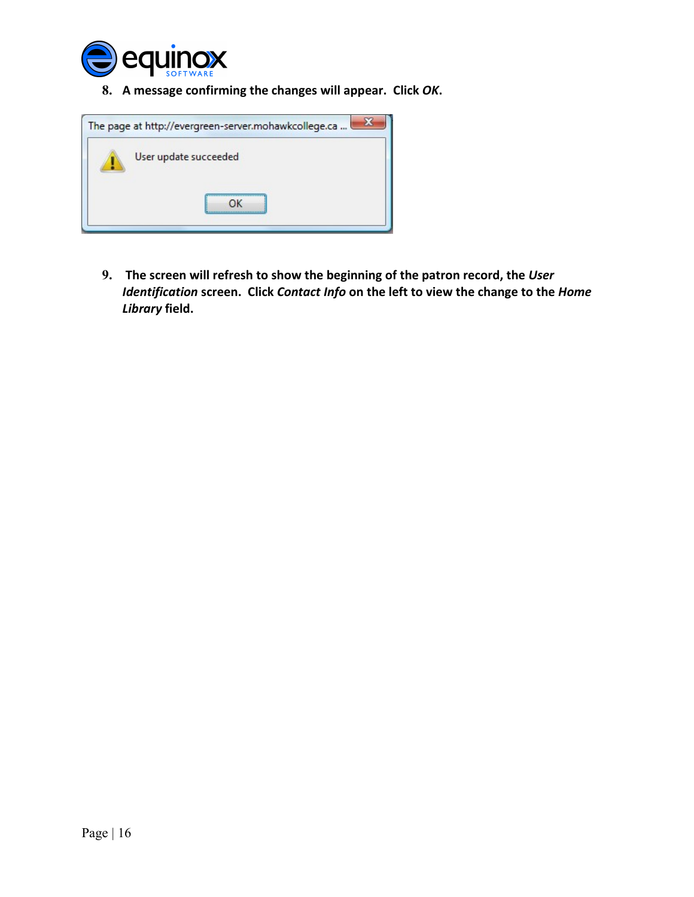8. A message confirming the changes will appear. Click *OK*.

The page at http://evergreen-server.mohawkcollege.ca ...

User update succeeded

OK

9. The screen will refresh to show the beginning of the patron record, the *User Identification* screen. Click *Contact Info* on the left to view the change to the *Home Library* field.